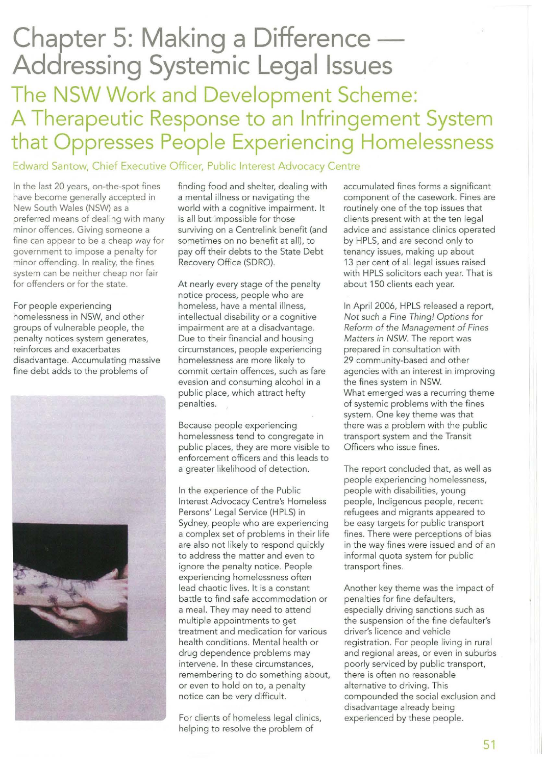# Chapter 5: Making a Difference — Addressing Systemic Legal Issues

## The NSW Work and Development Scheme: A Therapeutic Response to an Infringement System that Oppresses People Experiencing Homelessness

Edward Santow, Chief Executive Officer, Public Interest Advocacy Centre

In the last 20 years, on-the-spot fines have become generally accepted in New South Wales (NSW) as a preferred means of dealing with many minor offences. Giving someone a fine can appear to be a cheap way for government to impose a penalty for minor offending. In reality, the fines system can be neither cheap nor fair for offenders or for the state.

For people experiencing homelessness in NSW, and other groups of vulnerable people, the penalty notices system generates, reinforces and exacerbates disadvantage. Accumulating massive fine debt adds to the problems of finding food and shelter, dealing with a mental illness or navigating the world with a cognitive impairment. It is all but impossible for those surviving on a Centrelink benefit (and sometimes on no benefit at all), to pay off their debts to the State Debt Recovery Office (SDRO).

At nearly every stage of the penalty notice process, people who are homeless, have a mental illness, intellectual disability or a cognitive impairment are at a disadvantage. Due to their financial and housing circumstances, people experiencing homelessness are more likely to commit certain offences, such as fare evasion and consuming alcohol in a public place, which attract hefty penalties.

Because people experiencing homelessness tend to congregate in public places, they are more visible to enforcement officers and this leads to a greater likelihood of detection.

In the experience of the Public Interest Advocacy Centre's Homeless Persons' Legal Service (HPLS) in Sydney, people who are experiencing a complex set of problems in their life are also not likely to respond quickly to address the matter and even to ignore the penalty notice. People experiencing homelessness often lead chaotic lives. It is a constant battle to find safe accommodation or a meal. They may need to attend multiple appointments to get treatment and medication for various health conditions. Mental health or drug dependence problems may intervene. In these circumstances, remembering to do something about, or even to hold on to, a penalty notice can be very difficult.

For clients of homeless legal clinics, helping to resolve the problem of accumulated fines forms a significant component of the casework. Fines are routinely one of the top issues that clients present with at the ten legal advice and assistance clinics operated by HPLS, and are second only to tenancy issues, making up about 13 per cent of all legal issues raised with HPLS solicitors each year. That is about 150 clients each year.

In April 2006, HPLS released a report, *Not such a Fine Thing! Options for Reform of the Management of Fines Matters in NSW*. The report was prepared in consultation with 29 community-based and other agencies with an interest in improving the fines system in NSW. What emerged was a recurring theme of systemic problems with the fines system. One key theme was that there was a problem with the public transport system and the Transit Officers who issue fines.

The report concluded that, as well as people experiencing homelessness, people with disabilities, young people, Indigenous people, recent refugees and migrants appeared to be easy targets for public transport fines. There were perceptions of bias in the way fines were issued and of an informal quota system for public transport fines.

Another key theme was the impact of penalties for fine defaulters, especially driving sanctions such as the suspension of the fine defaulter's driver's licence and vehicle registration. For people living in rural and regional areas, or even in suburbs poorly serviced by public transport, there is often no reasonable alternative to driving. This compounded the social exclusion and disadvantage already being experienced by these people.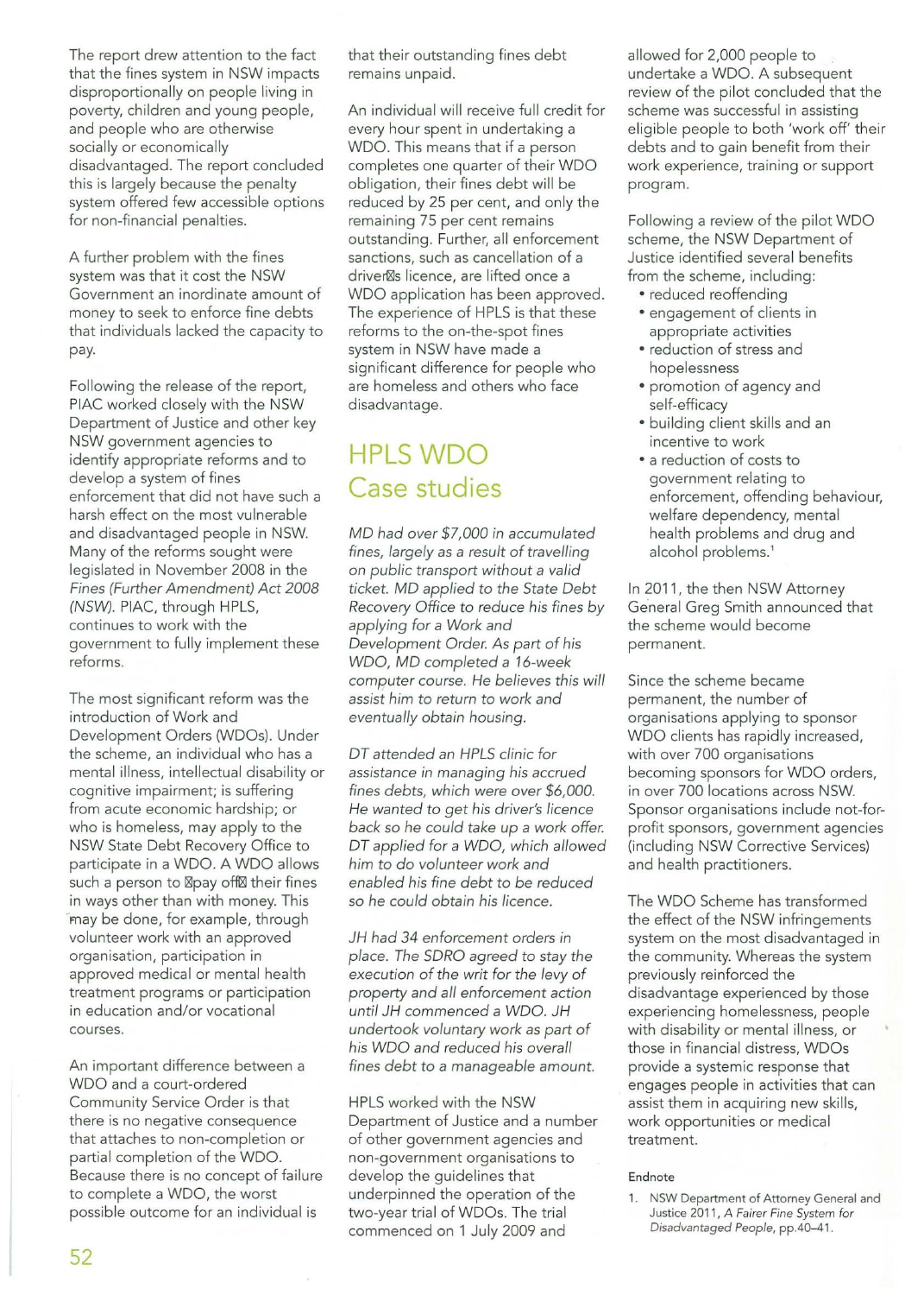The report drew attention to the fact that the fines system in NSW impacts disproportionally on people living in poverty, children and young people, and people who are otherwise socially or economically disadvantaged. The report concluded this is largely because the penalty system offered few accessible options for non-financial penalties.

A further problem with the fines system was that it cost the NSW Government an inordinate amount of money to seek to enforce fine debts that individuals lacked the capacity to pay.

Following the release of the report, PIAC worked closely with the NSW Department of Justice and other key NSW government agencies to identify appropriate reforms and to develop a system of fines enforcement that did not have such a harsh effect on the most vulnerable and disadvantaged people in NSW. Many of the reforms sought were legislated in November 2008 in the *Fines (Further Amendment) Act 2008 (NSW)*. PIAC, through HPLS, continues to work with the government to fully implement these reforms.

The most significant reform was the introduction of Work and Development Orders (WDOs). Under the scheme, an individual who has a mental illness, intellectual disability or cognitive impairment; is suffering from acute economic hardship; or who is homeless, may apply to the NSW State Debt Recovery Office to participate in a WDO. A WDO allows such a person to 'pay off' their fines in ways other than with money. This may be done, for example, through volunteer work with an approved organisation, participation in approved medical or mental health treatment programs or participation in education and/or vocational courses.

An important difference between a WDO and a court-ordered Community Service Order is that there is no negative consequence that attaches to non-completion or partial completion of the WDO. Because there is no concept of failure to complete a WDO, the worst possible outcome for an individual is that their outstanding fines debt remains unpaid.

An individual will receive full credit for every hour spent in undertaking a WDO. This means that if a person completes one quarter of their WDO obligation, their fines debt will be reduced by 25 per cent, and only the remaining 75 per cent remains outstanding. Further, all enforcement sanctions, such as cancellation of a driver's licence, are lifted once a WDO application has been approved. The experience of HPLS is that these reforms to the on-the-spot fines system in NSW have made a significant difference for people who are homeless and others who face disadvantage.

## HPLS WDO Case studies

*MD had over $7,000 in accumulated fines, largely as a result of travelling on public transport without a valid ticket. MD applied to the State Debt Recovery Office to reduce his fines by applying for a Work and Development Order. As part of his WDO, MD completed a 16-week computer course. He believes this will assist him to return to work and eventually obtain housing.*

*DT attended an HPLS clinic for assistance in managing his accrued fines debts, which were over $6,000. He wanted to get his driver's licence back so he could take up a work offer. DT applied for a WDO, which allowed him to do volunteer work and enabled his fine debt to be reduced so he could obtain his licence.*

*JH had 34 enforcement orders in place. The SDRO agreed to stay the execution of the writ for the levy of property and all enforcement action until JH commenced a WDO. JH undertook voluntary work as part of his WDO and reduced his overall fines debt to a manageable amount.*

HPLS worked with the NSW Department of Justice and a number of other government agencies and non-government organisations to develop the guidelines that underpinned the operation of the two-year trial of WDOs. The trial commenced on 1 July 2009 and allowed for 2,000 people to undertake a WDO. A subsequent review of the pilot concluded that the scheme was successful in assisting eligible people to both 'work off' their debts and to gain benefit from their work experience, training or support program.

Following a review of the pilot WDO scheme, the NSW Department of Justice identified several benefits from the scheme, including:

- reduced reoffending
- engagement of clients in appropriate activities
- reduction of stress and hopelessness
- promotion of agency and self-efficacy
- building client skills and an incentive to work
- a reduction of costs to government relating to enforcement, offending behaviour, welfare dependency, mental health problems and drug and alcohol problems.[1]

In 2011, the then NSW Attorney General Greg Smith announced that the scheme would become permanent.

Since the scheme became permanent, the number of organisations applying to sponsor WDO clients has rapidly increased, with over 700 organisations becoming sponsors for WDO orders, in over 700 locations across NSW. Sponsor organisations include not-for-profit sponsors, government agencies (including NSW Corrective Services) and health practitioners.

The WDO Scheme has transformed the effect of the NSW infringements system on the most disadvantaged in the community. Whereas the system previously reinforced the disadvantage experienced by those experiencing homelessness, people with disability or mental illness, or those in financial distress, WDOs provide a systemic response that engages people in activities that can assist them in acquiring new skills, work opportunities or medical treatment.

#### Endnote

1. NSW Department of Attorney General and Justice 2011, *A Fairer Fine System for Disadvantaged People*, pp.40–41.